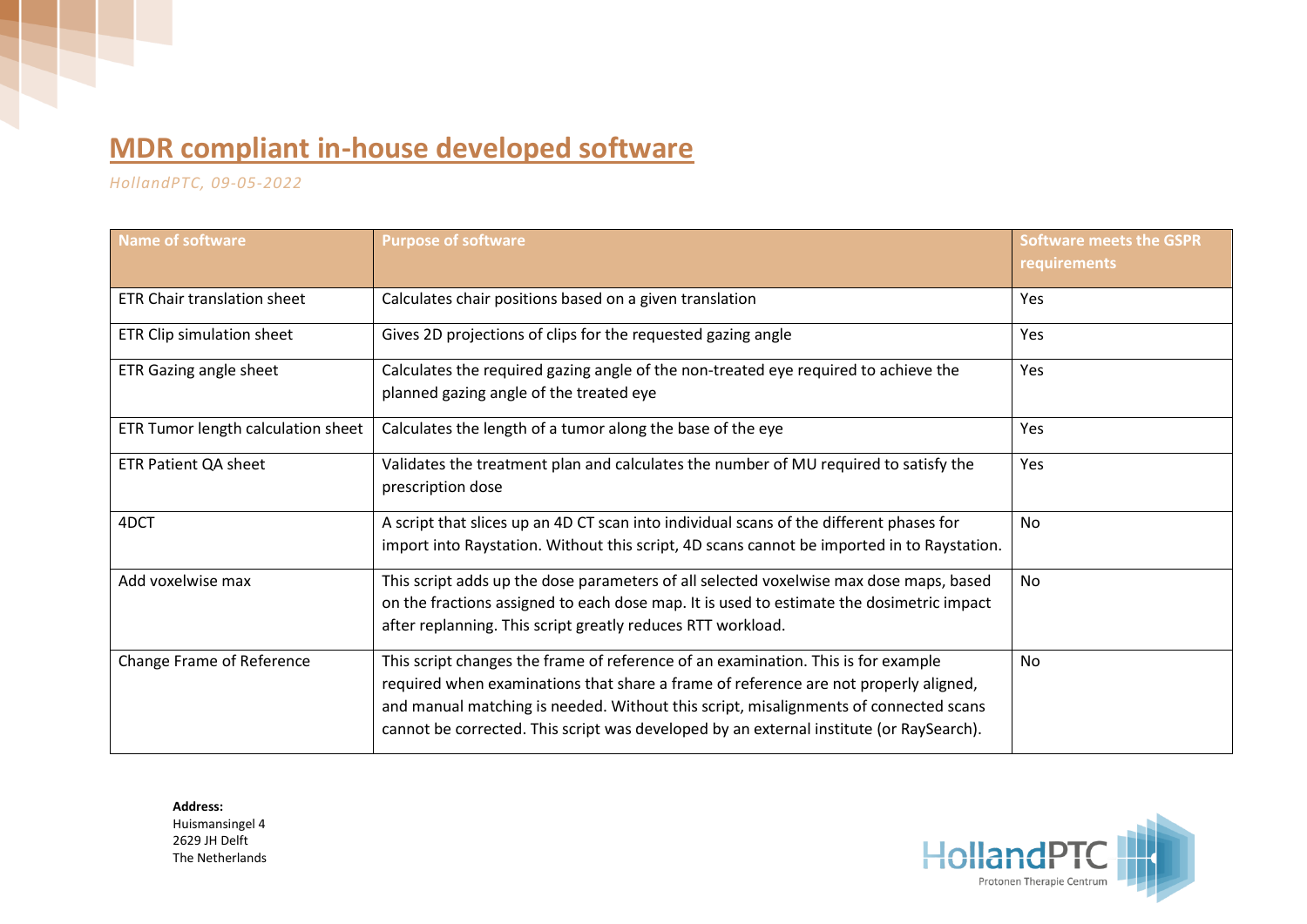# MDR compliant in-house developed software

*HollandPTC, 09-05-2022*

| Name of software | Purpose of software | Software meets the GSPR requirements |
|---|---|---|
| ETR Chair translation sheet | Calculates chair positions based on a given translation | Yes |
| ETR Clip simulation sheet | Gives 2D projections of clips for the requested gazing angle | Yes |
| ETR Gazing angle sheet | Calculates the required gazing angle of the non-treated eye required to achieve the planned gazing angle of the treated eye | Yes |
| ETR Tumor length calculation sheet | Calculates the length of a tumor along the base of the eye | Yes |
| ETR Patient QA sheet | Validates the treatment plan and calculates the number of MU required to satisfy the prescription dose | Yes |
| 4DCT | A script that slices up an 4D CT scan into individual scans of the different phases for import into Raystation. Without this script, 4D scans cannot be imported in to Raystation. | No |
| Add voxelwise max | This script adds up the dose parameters of all selected voxelwise max dose maps, based on the fractions assigned to each dose map. It is used to estimate the dosimetric impact after replanning. This script greatly reduces RTT workload. | No |
| Change Frame of Reference | This script changes the frame of reference of an examination. This is for example required when examinations that share a frame of reference are not properly aligned, and manual matching is needed. Without this script, misalignments of connected scans cannot be corrected. This script was developed by an external institute (or RaySearch). | No |

**Address:**
Huismansingel 4
2629 JH Delft
The Netherlands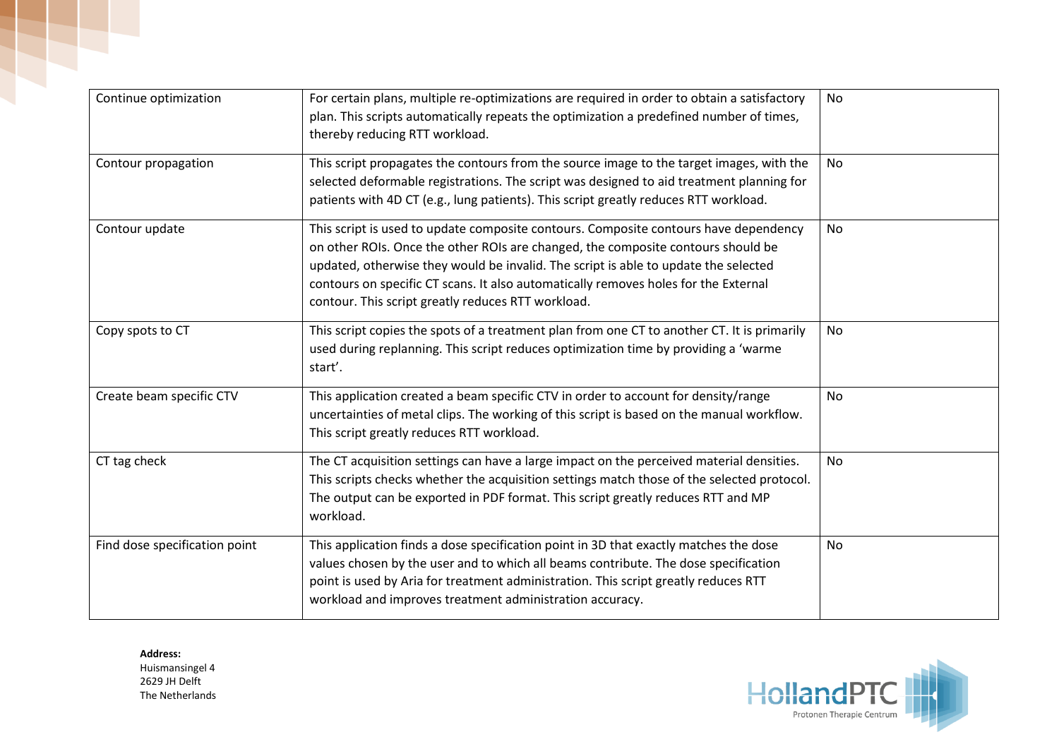| | | |
|---|---|---|
| Continue optimization | For certain plans, multiple re-optimizations are required in order to obtain a satisfactory plan. This scripts automatically repeats the optimization a predefined number of times, thereby reducing RTT workload. | No |
| Contour propagation | This script propagates the contours from the source image to the target images, with the selected deformable registrations. The script was designed to aid treatment planning for patients with 4D CT (e.g., lung patients). This script greatly reduces RTT workload. | No |
| Contour update | This script is used to update composite contours. Composite contours have dependency on other ROIs. Once the other ROIs are changed, the composite contours should be updated, otherwise they would be invalid. The script is able to update the selected contours on specific CT scans. It also automatically removes holes for the External contour. This script greatly reduces RTT workload. | No |
| Copy spots to CT | This script copies the spots of a treatment plan from one CT to another CT. It is primarily used during replanning. This script reduces optimization time by providing a 'warme start'. | No |
| Create beam specific CTV | This application created a beam specific CTV in order to account for density/range uncertainties of metal clips. The working of this script is based on the manual workflow. This script greatly reduces RTT workload. | No |
| CT tag check | The CT acquisition settings can have a large impact on the perceived material densities. This scripts checks whether the acquisition settings match those of the selected protocol. The output can be exported in PDF format. This script greatly reduces RTT and MP workload. | No |
| Find dose specification point | This application finds a dose specification point in 3D that exactly matches the dose values chosen by the user and to which all beams contribute. The dose specification point is used by Aria for treatment administration. This script greatly reduces RTT workload and improves treatment administration accuracy. | No |

**Address:**
Huismansingel 4
2629 JH Delft
The Netherlands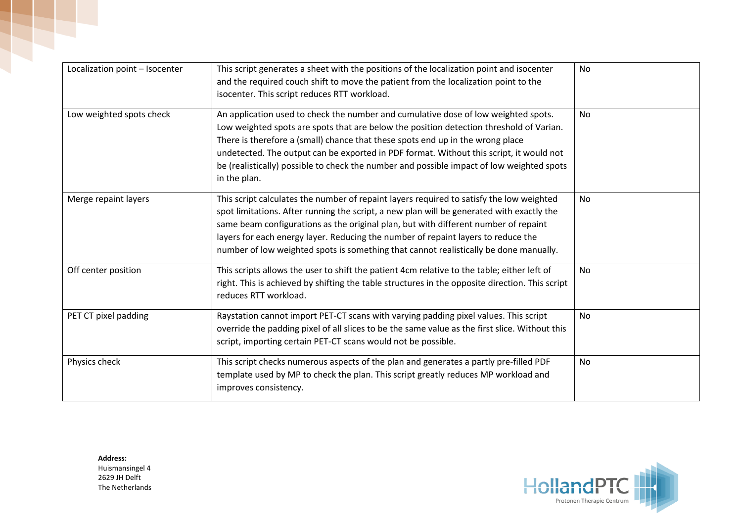| | | |
|---|---|---|
| Localization point – Isocenter | This script generates a sheet with the positions of the localization point and isocenter and the required couch shift to move the patient from the localization point to the isocenter. This script reduces RTT workload. | No |
| Low weighted spots check | An application used to check the number and cumulative dose of low weighted spots. Low weighted spots are spots that are below the position detection threshold of Varian. There is therefore a (small) chance that these spots end up in the wrong place undetected. The output can be exported in PDF format. Without this script, it would not be (realistically) possible to check the number and possible impact of low weighted spots in the plan. | No |
| Merge repaint layers | This script calculates the number of repaint layers required to satisfy the low weighted spot limitations. After running the script, a new plan will be generated with exactly the same beam configurations as the original plan, but with different number of repaint layers for each energy layer. Reducing the number of repaint layers to reduce the number of low weighted spots is something that cannot realistically be done manually. | No |
| Off center position | This scripts allows the user to shift the patient 4cm relative to the table; either left of right. This is achieved by shifting the table structures in the opposite direction. This script reduces RTT workload. | No |
| PET CT pixel padding | Raystation cannot import PET-CT scans with varying padding pixel values. This script override the padding pixel of all slices to be the same value as the first slice. Without this script, importing certain PET-CT scans would not be possible. | No |
| Physics check | This script checks numerous aspects of the plan and generates a partly pre-filled PDF template used by MP to check the plan. This script greatly reduces MP workload and improves consistency. | No |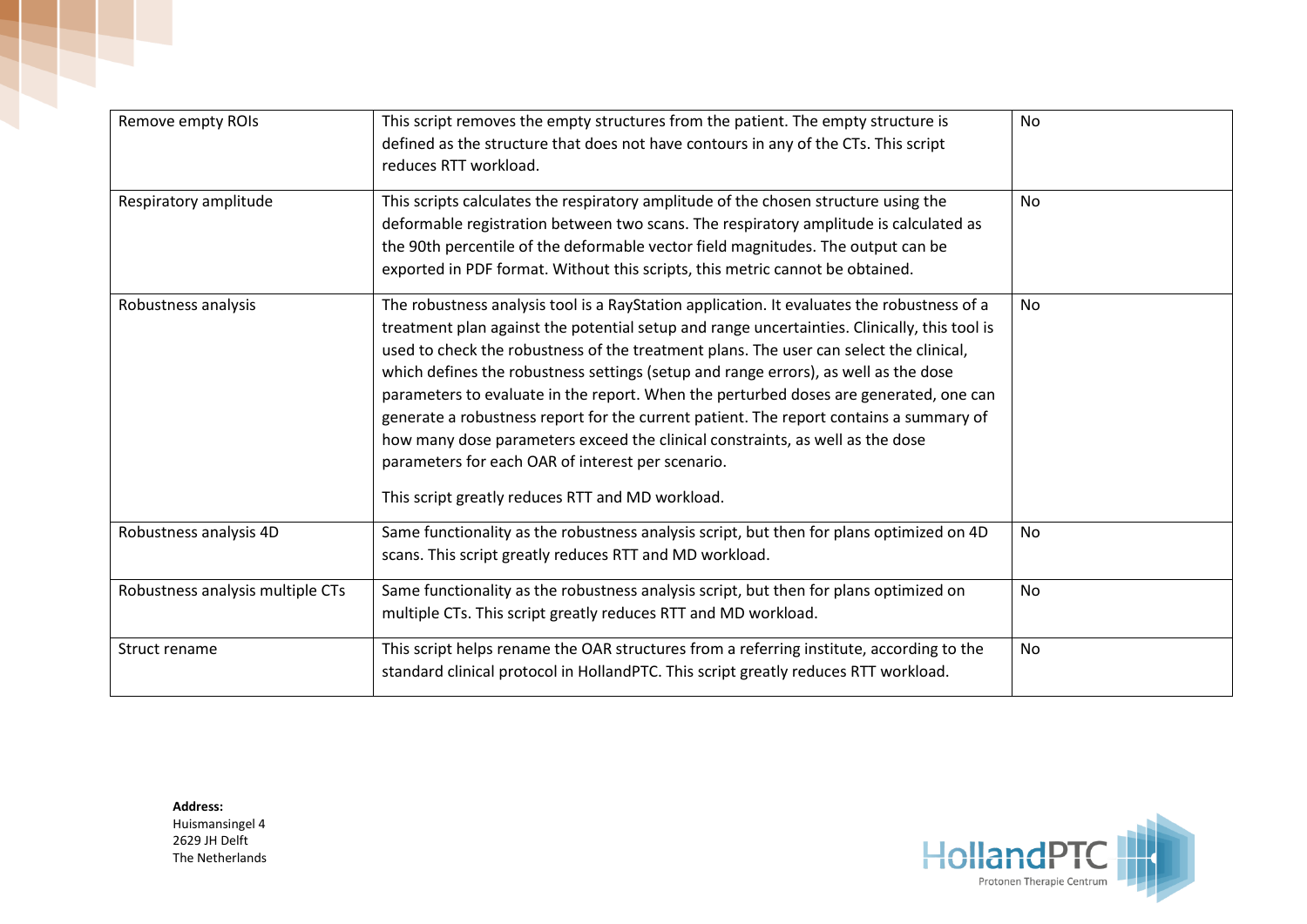| | | |
|---|---|---|
| Remove empty ROIs | This script removes the empty structures from the patient. The empty structure is defined as the structure that does not have contours in any of the CTs. This script reduces RTT workload. | No |
| Respiratory amplitude | This scripts calculates the respiratory amplitude of the chosen structure using the deformable registration between two scans. The respiratory amplitude is calculated as the 90th percentile of the deformable vector field magnitudes. The output can be exported in PDF format. Without this scripts, this metric cannot be obtained. | No |
| Robustness analysis | The robustness analysis tool is a RayStation application. It evaluates the robustness of a treatment plan against the potential setup and range uncertainties. Clinically, this tool is used to check the robustness of the treatment plans. The user can select the clinical, which defines the robustness settings (setup and range errors), as well as the dose parameters to evaluate in the report. When the perturbed doses are generated, one can generate a robustness report for the current patient. The report contains a summary of how many dose parameters exceed the clinical constraints, as well as the dose parameters for each OAR of interest per scenario.<br><br>This script greatly reduces RTT and MD workload. | No |
| Robustness analysis 4D | Same functionality as the robustness analysis script, but then for plans optimized on 4D scans. This script greatly reduces RTT and MD workload. | No |
| Robustness analysis multiple CTs | Same functionality as the robustness analysis script, but then for plans optimized on multiple CTs. This script greatly reduces RTT and MD workload. | No |
| Struct rename | This script helps rename the OAR structures from a referring institute, according to the standard clinical protocol in HollandPTC. This script greatly reduces RTT workload. | No |

**Address:**
Huismansingel 4
2629 JH Delft
The Netherlands